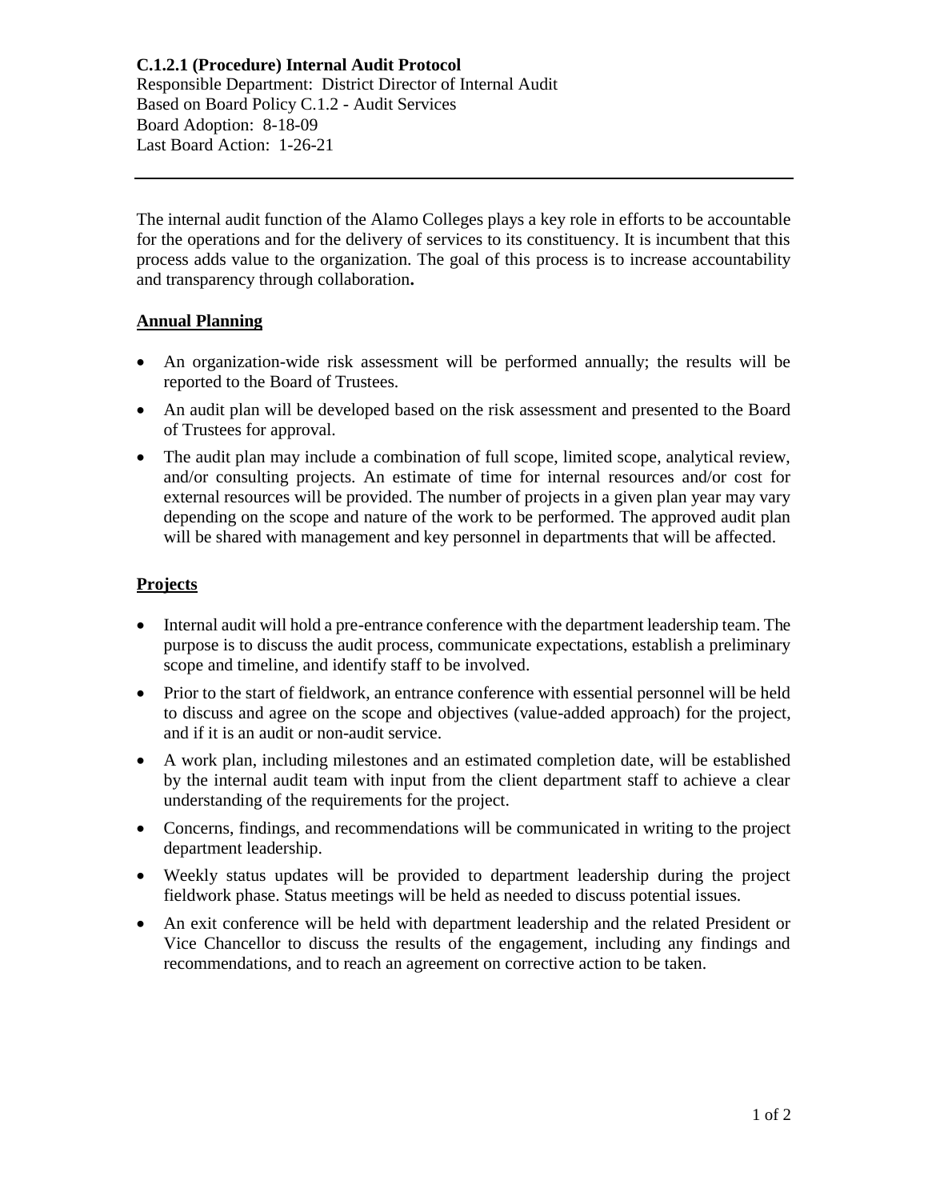**C.1.2.1 (Procedure) Internal Audit Protocol**
Responsible Department: District Director of Internal Audit
Based on Board Policy C.1.2 - Audit Services
Board Adoption: 8-18-09
Last Board Action: 1-26-21

---

The internal audit function of the Alamo Colleges plays a key role in efforts to be accountable for the operations and for the delivery of services to its constituency. It is incumbent that this process adds value to the organization. The goal of this process is to increase accountability and transparency through collaboration**.**

**Annual Planning**

- An organization-wide risk assessment will be performed annually; the results will be reported to the Board of Trustees.
- An audit plan will be developed based on the risk assessment and presented to the Board of Trustees for approval.
- The audit plan may include a combination of full scope, limited scope, analytical review, and/or consulting projects. An estimate of time for internal resources and/or cost for external resources will be provided. The number of projects in a given plan year may vary depending on the scope and nature of the work to be performed. The approved audit plan will be shared with management and key personnel in departments that will be affected.

**Projects**

- Internal audit will hold a pre-entrance conference with the department leadership team. The purpose is to discuss the audit process, communicate expectations, establish a preliminary scope and timeline, and identify staff to be involved.
- Prior to the start of fieldwork, an entrance conference with essential personnel will be held to discuss and agree on the scope and objectives (value-added approach) for the project, and if it is an audit or non-audit service.
- A work plan, including milestones and an estimated completion date, will be established by the internal audit team with input from the client department staff to achieve a clear understanding of the requirements for the project.
- Concerns, findings, and recommendations will be communicated in writing to the project department leadership.
- Weekly status updates will be provided to department leadership during the project fieldwork phase. Status meetings will be held as needed to discuss potential issues.
- An exit conference will be held with department leadership and the related President or Vice Chancellor to discuss the results of the engagement, including any findings and recommendations, and to reach an agreement on corrective action to be taken.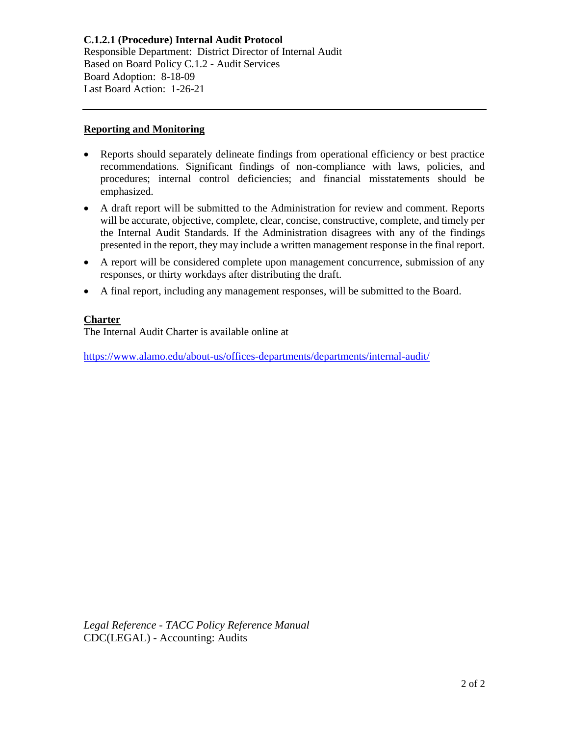**C.1.2.1 (Procedure) Internal Audit Protocol**
Responsible Department: District Director of Internal Audit
Based on Board Policy C.1.2 - Audit Services
Board Adoption: 8-18-09
Last Board Action: 1-26-21

---

## Reporting and Monitoring

- Reports should separately delineate findings from operational efficiency or best practice recommendations. Significant findings of non-compliance with laws, policies, and procedures; internal control deficiencies; and financial misstatements should be emphasized.
- A draft report will be submitted to the Administration for review and comment. Reports will be accurate, objective, complete, clear, concise, constructive, complete, and timely per the Internal Audit Standards. If the Administration disagrees with any of the findings presented in the report, they may include a written management response in the final report.
- A report will be considered complete upon management concurrence, submission of any responses, or thirty workdays after distributing the draft.
- A final report, including any management responses, will be submitted to the Board.

## Charter

The Internal Audit Charter is available online at

https://www.alamo.edu/about-us/offices-departments/departments/internal-audit/

*Legal Reference - TACC Policy Reference Manual*
CDC(LEGAL) - Accounting: Audits